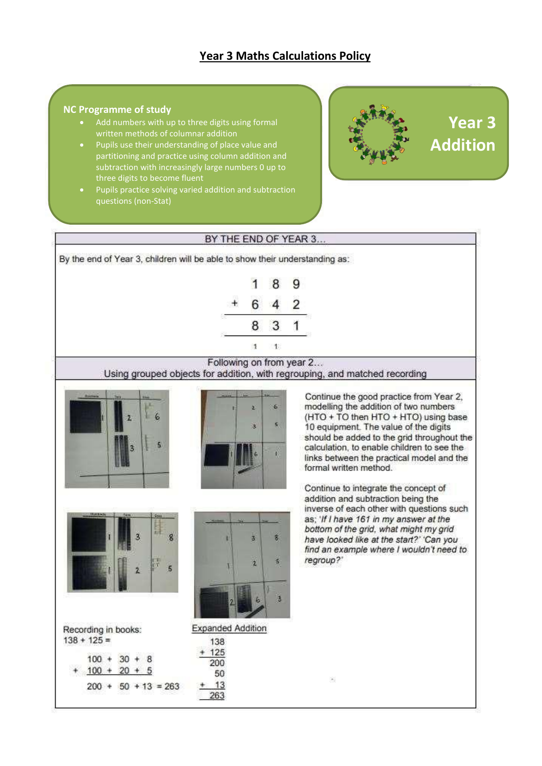# Year 3 Maths Calculations Policy

**NC Programme of study**

- Add numbers with up to three digits using formal written methods of columnar addition
- Pupils use their understanding of place value and partitioning and practice using column addition and subtraction with increasingly large numbers 0 up to three digits to become fluent
- Pupils practice solving varied addition and subtraction questions (non-Stat)

## Year 3 Addition

### BY THE END OF YEAR 3…

By the end of Year 3, children will be able to show their understanding as:

```
    1 8 9
  + 6 4 2
  -------
    8 3 1
  -------
    1 1
```

### Following on from year 2…
### Using grouped objects for addition, with regrouping, and matched recording

Continue the good practice from Year 2, modelling the addition of two numbers (HTO + TO then HTO + HTO) using base 10 equipment. The value of the digits should be added to the grid throughout the calculation, to enable children to see the links between the practical model and the formal written method.

Continue to integrate the concept of addition and subtraction being the inverse of each other with questions such as; *'If I have 161 in my answer at the bottom of the grid, what might my grid have looked like at the start?' 'Can you find an example where I wouldn't need to regroup?'*

Recording in books:

138 + 125 =

```
    100 + 30 + 8
  + 100 + 20 + 5

    200 + 50 + 13 = 263
```

Expanded Addition

```
    138
  + 125
    200
     50
  +  13
    263
```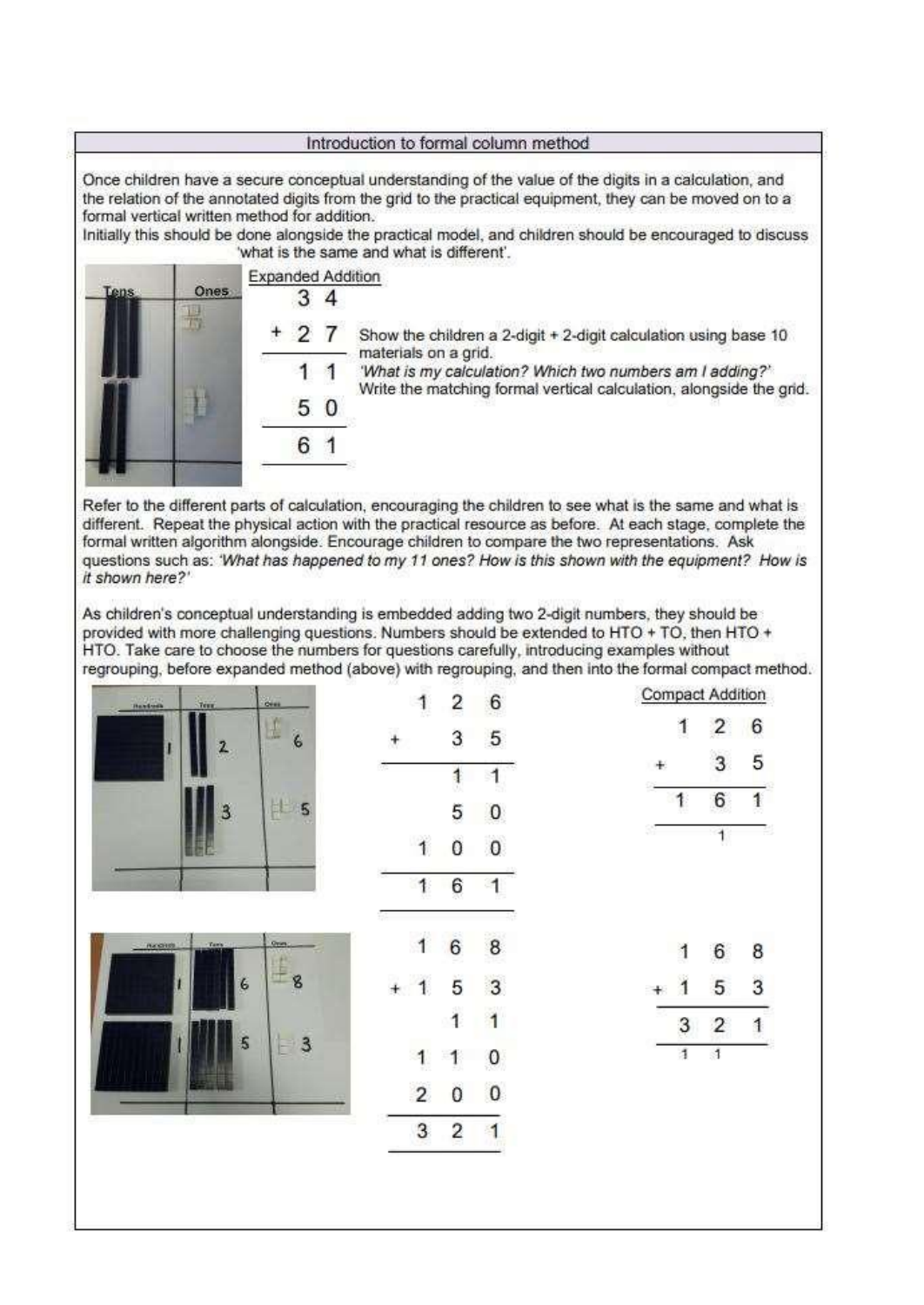## Introduction to formal column method

Once children have a secure conceptual understanding of the value of the digits in a calculation, and the relation of the annotated digits from the grid to the practical equipment, they can be moved on to a formal vertical written method for addition.

Initially this should be done alongside the practical model, and children should be encouraged to discuss 'what is the same and what is different'.

Expanded Addition

```
  3 4
+ 2 7
-----
  1 1
  5 0
-----
  6 1
-----
```

Show the children a 2-digit + 2-digit calculation using base 10 materials on a grid.

*'What is my calculation? Which two numbers am I adding?'*

Write the matching formal vertical calculation, alongside the grid.

Refer to the different parts of calculation, encouraging the children to see what is the same and what is different. Repeat the physical action with the practical resource as before. At each stage, complete the formal written algorithm alongside. Encourage children to compare the two representations. Ask questions such as: *'What has happened to my 11 ones? How is this shown with the equipment? How is it shown here?'*

As children's conceptual understanding is embedded adding two 2-digit numbers, they should be provided with more challenging questions. Numbers should be extended to HTO + TO, then HTO + HTO. Take care to choose the numbers for questions carefully, introducing examples without regrouping, before expanded method (above) with regrouping, and then into the formal compact method.

```
    1 2 6
+     3 5
---------
      1 1
      5 0
    1 0 0
---------
    1 6 1
---------
```

Compact Addition

```
    1 2 6
+     3 5
---------
    1 6 1
---------
      1
```

```
    1 6 8
+   1 5 3
      1 1
    1 1 0
    2 0 0
---------
    3 2 1
---------
```

```
    1 6 8
+   1 5 3
---------
    3 2 1
---------
    1 1
```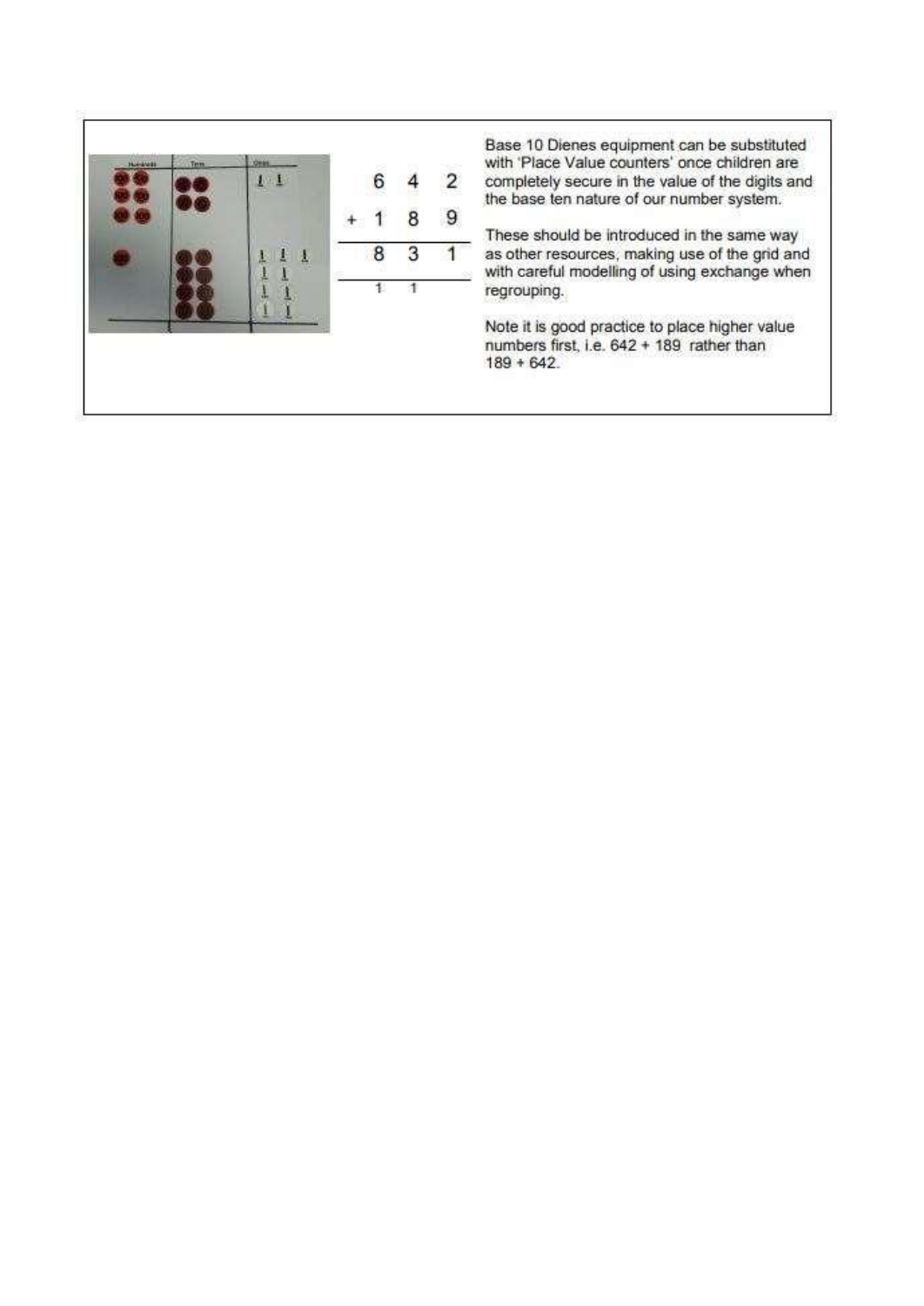```
    6  4  2
+   1  8  9
-----------
    8  3  1
    1  1
```

Base 10 Dienes equipment can be substituted with 'Place Value counters' once children are completely secure in the value of the digits and the base ten nature of our number system.

These should be introduced in the same way as other resources, making use of the grid and with careful modelling of using exchange when regrouping.

Note it is good practice to place higher value numbers first, i.e. 642 + 189 rather than 189 + 642.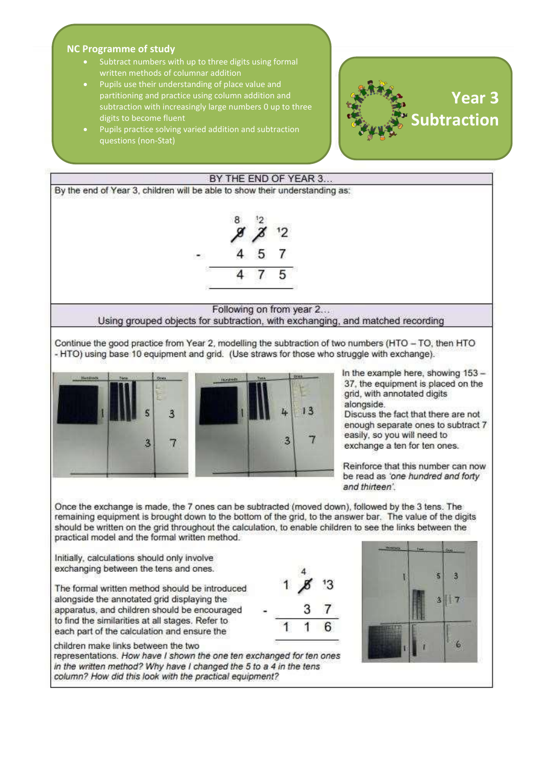## NC Programme of study

- Subtract numbers with up to three digits using formal written methods of columnar addition
- Pupils use their understanding of place value and partitioning and practice using column addition and subtraction with increasingly large numbers 0 up to three digits to become fluent
- Pupils practice solving varied addition and subtraction questions (non-Stat)

# Year 3 Subtraction

## BY THE END OF YEAR 3…

By the end of Year 3, children will be able to show their understanding as:

```
   8  ¹2
   9̸  3̸  ¹2
-  4   5   7
-------------
   4   7   5
```

## Following on from year 2…

### Using grouped objects for subtraction, with exchanging, and matched recording

Continue the good practice from Year 2, modelling the subtraction of two numbers (HTO – TO, then HTO - HTO) using base 10 equipment and grid. (Use straws for those who struggle with exchange).

In the example here, showing 153 – 37, the equipment is placed on the grid, with annotated digits alongside.

Discuss the fact that there are not enough separate ones to subtract 7 easily, so you will need to exchange a ten for ten ones.

Reinforce that this number can now be read as *'one hundred and forty and thirteen'*.

Once the exchange is made, the 7 ones can be subtracted (moved down), followed by the 3 tens. The remaining equipment is brought down to the bottom of the grid, to the answer bar. The value of the digits should be written on the grid throughout the calculation, to enable children to see the links between the practical model and the formal written method.

Initially, calculations should only involve exchanging between the tens and ones.

```
      4
   1  5̸  ¹3
-     3   7
-------------
   1  1   6
```

The formal written method should be introduced alongside the annotated grid displaying the apparatus, and children should be encouraged to find the similarities at all stages. Refer to each part of the calculation and ensure the children make links between the two representations. *How have I shown the one ten exchanged for ten ones in the written method? Why have I changed the 5 to a 4 in the tens column? How did this look with the practical equipment?*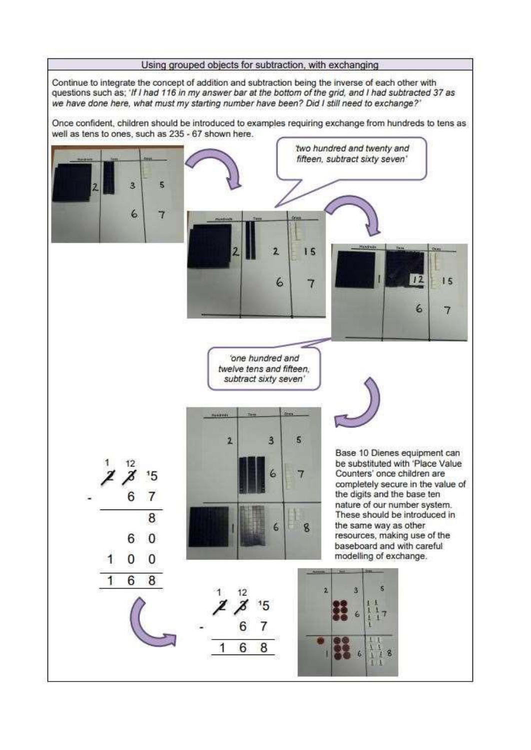## Using grouped objects for subtraction, with exchanging

Continue to integrate the concept of addition and subtraction being the inverse of each other with questions such as; *'If I had 116 in my answer bar at the bottom of the grid, and I had subtracted 37 as we have done here, what must my starting number have been? Did I still need to exchange?'*

Once confident, children should be introduced to examples requiring exchange from hundreds to tens as well as tens to ones, such as 235 - 67 shown here.

*'two hundred and twenty and fifteen, subtract sixty seven'*

*'one hundred and twelve tens and fifteen, subtract sixty seven'*

```
  1 12
  2̸ 3̸ ¹5
-    6  7
---------
        8
     6  0
  1  0  0
---------
  1  6  8
```

```
  1 12
  2̸ 3̸ ¹5
-    6  7
---------
  1  6  8
```

Base 10 Dienes equipment can be substituted with 'Place Value Counters' once children are completely secure in the value of the digits and the base ten nature of our number system. These should be introduced in the same way as other resources, making use of the baseboard and with careful modelling of exchange.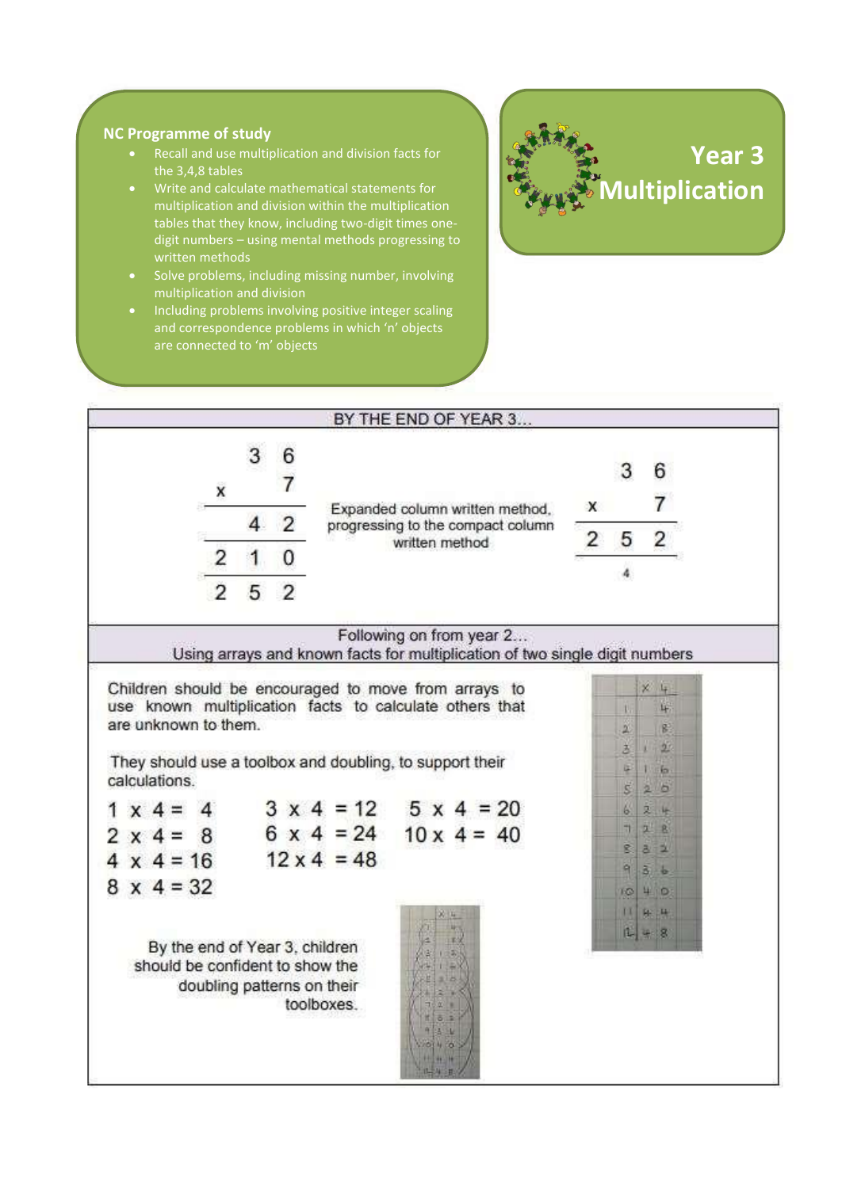# Year 3 Multiplication

**NC Programme of study**

- Recall and use multiplication and division facts for the 3,4,8 tables
- Write and calculate mathematical statements for multiplication and division within the multiplication tables that they know, including two-digit times one-digit numbers – using mental methods progressing to written methods
- Solve problems, including missing number, involving multiplication and division
- Including problems involving positive integer scaling and correspondence problems in which 'n' objects are connected to 'm' objects

## BY THE END OF YEAR 3…

```
      3  6
x        7
---------
      4  2
   2  1  0
---------
   2  5  2
```

Expanded column written method, progressing to the compact column written method

```
      3  6
x        7
---------
   2  5  2
      4
```

## Following on from year 2… Using arrays and known facts for multiplication of two single digit numbers

Children should be encouraged to move from arrays to use known multiplication facts to calculate others that are unknown to them.

They should use a toolbox and doubling, to support their calculations.

$1 \times 4 = 4$

$2 \times 4 = 8$

$4 \times 4 = 16$

$8 \times 4 = 32$

$3 \times 4 = 12$

$6 \times 4 = 24$

$12 \times 4 = 48$

$5 \times 4 = 20$

$10 \times 4 = 40$

By the end of Year 3, children should be confident to show the doubling patterns on their toolboxes.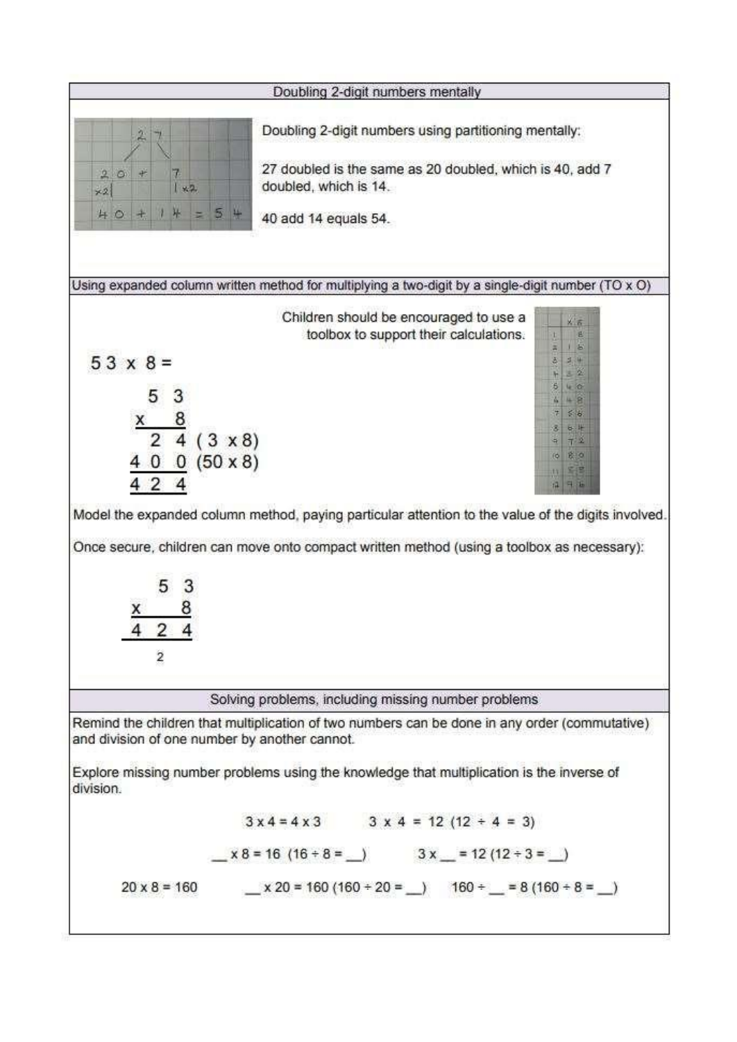## Doubling 2-digit numbers mentally

Doubling 2-digit numbers using partitioning mentally:

27 doubled is the same as 20 doubled, which is 40, add 7 doubled, which is 14.

40 add 14 equals 54.

## Using expanded column written method for multiplying a two-digit by a single-digit number (TO x O)

Children should be encouraged to use a toolbox to support their calculations.

53 x 8 =

```
    5 3
 x    8
    2 4  (3 x 8)
  4 0 0  (50 x 8)
  4 2 4
```

Model the expanded column method, paying particular attention to the value of the digits involved.

Once secure, children can move onto compact written method (using a toolbox as necessary):

```
    5 3
 x    8
  4 2 4
    2
```

## Solving problems, including missing number problems

Remind the children that multiplication of two numbers can be done in any order (commutative) and division of one number by another cannot.

Explore missing number problems using the knowledge that multiplication is the inverse of division.

$3 \times 4 = 4 \times 3$ $\quad$ $3 \times 4 = 12$ $(12 \div 4 = 3)$

$\_\_ \times 8 = 16$ $(16 \div 8 = \_\_)$ $\quad$ $3 \times \_\_ = 12$ $(12 \div 3 = \_\_)$

$20 \times 8 = 160$ $\quad$ $\_\_ \times 20 = 160$ $(160 \div 20 = \_\_)$ $\quad$ $160 \div \_\_ = 8$ $(160 \div 8 = \_\_)$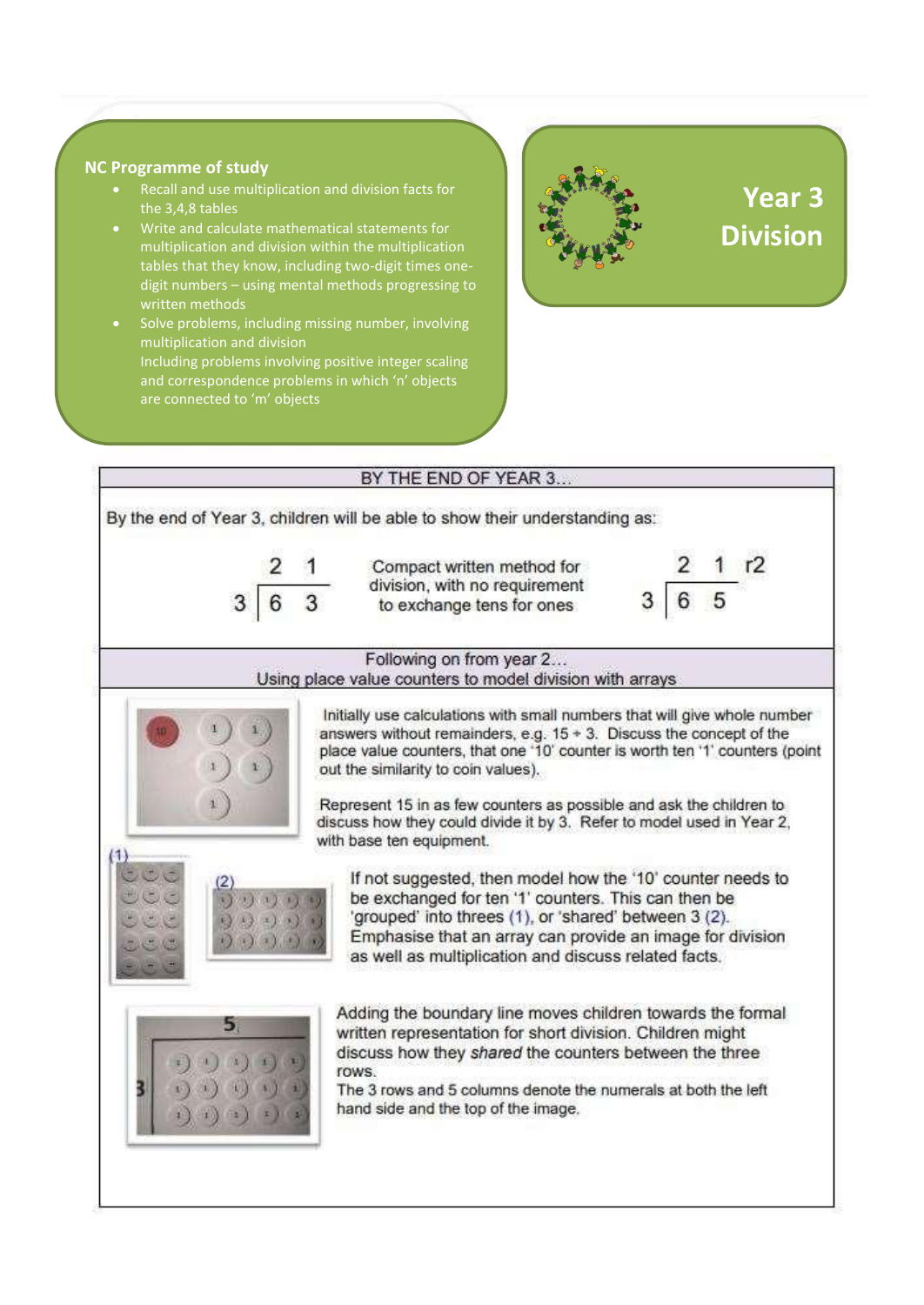# Year 3 Division

## NC Programme of study

- Recall and use multiplication and division facts for the 3,4,8 tables
- Write and calculate mathematical statements for multiplication and division within the multiplication tables that they know, including two-digit times one-digit numbers – using mental methods progressing to written methods
- Solve problems, including missing number, involving multiplication and division
  Including problems involving positive integer scaling and correspondence problems in which 'n' objects are connected to 'm' objects

## BY THE END OF YEAR 3…

By the end of Year 3, children will be able to show their understanding as:

```
   2 1
3 |6 3
```

Compact written method for division, with no requirement to exchange tens for ones

```
   2 1 r2
3 |6 5
```

## Following on from year 2…
### Using place value counters to model division with arrays

Initially use calculations with small numbers that will give whole number answers without remainders, e.g. 15 ÷ 3. Discuss the concept of the place value counters, that one '10' counter is worth ten '1' counters (point out the similarity to coin values).

Represent 15 in as few counters as possible and ask the children to discuss how they could divide it by 3. Refer to model used in Year 2, with base ten equipment.

(1) (2)

If not suggested, then model how the '10' counter needs to be exchanged for ten '1' counters. This can then be 'grouped' into threes (1), or 'shared' between 3 (2). Emphasise that an array can provide an image for division as well as multiplication and discuss related facts.

Adding the boundary line moves children towards the formal written representation for short division. Children might discuss how they *shared* the counters between the three rows.
The 3 rows and 5 columns denote the numerals at both the left hand side and the top of the image.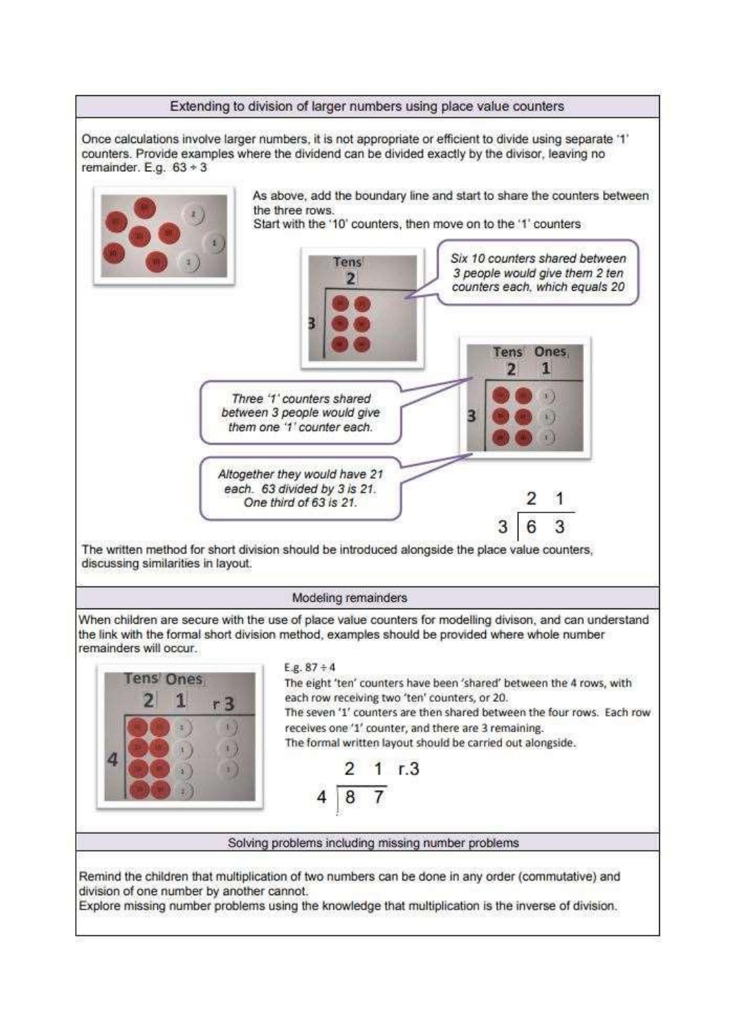## Extending to division of larger numbers using place value counters

Once calculations involve larger numbers, it is not appropriate or efficient to divide using separate '1' counters. Provide examples where the dividend can be divided exactly by the divisor, leaving no remainder. E.g. 63 ÷ 3

As above, add the boundary line and start to share the counters between the three rows.
Start with the '10' counters, then move on to the '1' counters

*Six 10 counters shared between 3 people would give them 2 ten counters each, which equals 20*

*Three '1' counters shared between 3 people would give them one '1' counter each.*

*Altogether they would have 21 each. 63 divided by 3 is 21. One third of 63 is 21.*

```
   2  1
3 | 6  3
```

The written method for short division should be introduced alongside the place value counters, discussing similarities in layout.

## Modeling remainders

When children are secure with the use of place value counters for modelling divison, and can understand the link with the formal short division method, examples should be provided where whole number remainders will occur.

E.g. 87 ÷ 4
The eight 'ten' counters have been 'shared' between the 4 rows, with each row receiving two 'ten' counters, or 20.
The seven '1' counters are then shared between the four rows. Each row receives one '1' counter, and there are 3 remaining.
The formal written layout should be carried out alongside.

```
   2  1  r.3
4 | 8  7
```

## Solving problems including missing number problems

Remind the children that multiplication of two numbers can be done in any order (commutative) and division of one number by another cannot.
Explore missing number problems using the knowledge that multiplication is the inverse of division.